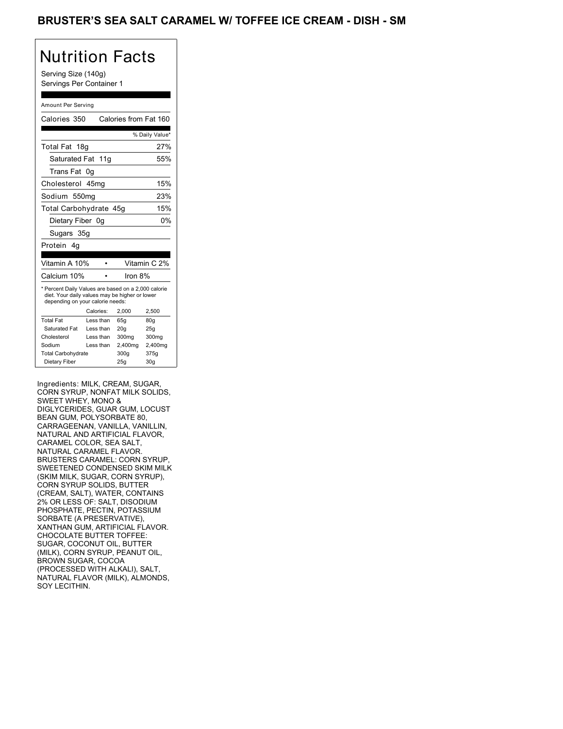# BRUSTER'S SEA SALT CARAMEL W/ TOFFEE ICE CREAM - DISH - SM

## Nutrition Facts

Serving Size (140g)
Servings Per Container 1

Amount Per Serving

Calories 350 Calories from Fat 160

| | % Daily Value* |
|---|---|
| Total Fat 18g | 27% |
| Saturated Fat 11g | 55% |
| Trans Fat 0g | |
| Cholesterol 45mg | 15% |
| Sodium 550mg | 23% |
| Total Carbohydrate 45g | 15% |
| Dietary Fiber 0g | 0% |
| Sugars 35g | |
| Protein 4g | |

Vitamin A 10% • Vitamin C 2%

Calcium 10% • Iron 8%

* Percent Daily Values are based on a 2,000 calorie diet. Your daily values may be higher or lower depending on your calorie needs:

| | Calories: | 2,000 | 2,500 |
|---|---|---|---|
| Total Fat | Less than | 65g | 80g |
| Saturated Fat | Less than | 20g | 25g |
| Cholesterol | Less than | 300mg | 300mg |
| Sodium | Less than | 2,400mg | 2,400mg |
| Total Carbohydrate | | 300g | 375g |
| Dietary Fiber | | 25g | 30g |

Ingredients: MILK, CREAM, SUGAR, CORN SYRUP, NONFAT MILK SOLIDS, SWEET WHEY, MONO & DIGLYCERIDES, GUAR GUM, LOCUST BEAN GUM, POLYSORBATE 80, CARRAGEENAN, VANILLA, VANILLIN, NATURAL AND ARTIFICIAL FLAVOR, CARAMEL COLOR, SEA SALT, NATURAL CARAMEL FLAVOR. BRUSTERS CARAMEL: CORN SYRUP, SWEETENED CONDENSED SKIM MILK (SKIM MILK, SUGAR, CORN SYRUP), CORN SYRUP SOLIDS, BUTTER (CREAM, SALT), WATER, CONTAINS 2% OR LESS OF: SALT, DISODIUM PHOSPHATE, PECTIN, POTASSIUM SORBATE (A PRESERVATIVE), XANTHAN GUM, ARTIFICIAL FLAVOR. CHOCOLATE BUTTER TOFFEE: SUGAR, COCONUT OIL, BUTTER (MILK), CORN SYRUP, PEANUT OIL, BROWN SUGAR, COCOA (PROCESSED WITH ALKALI), SALT, NATURAL FLAVOR (MILK), ALMONDS, SOY LECITHIN.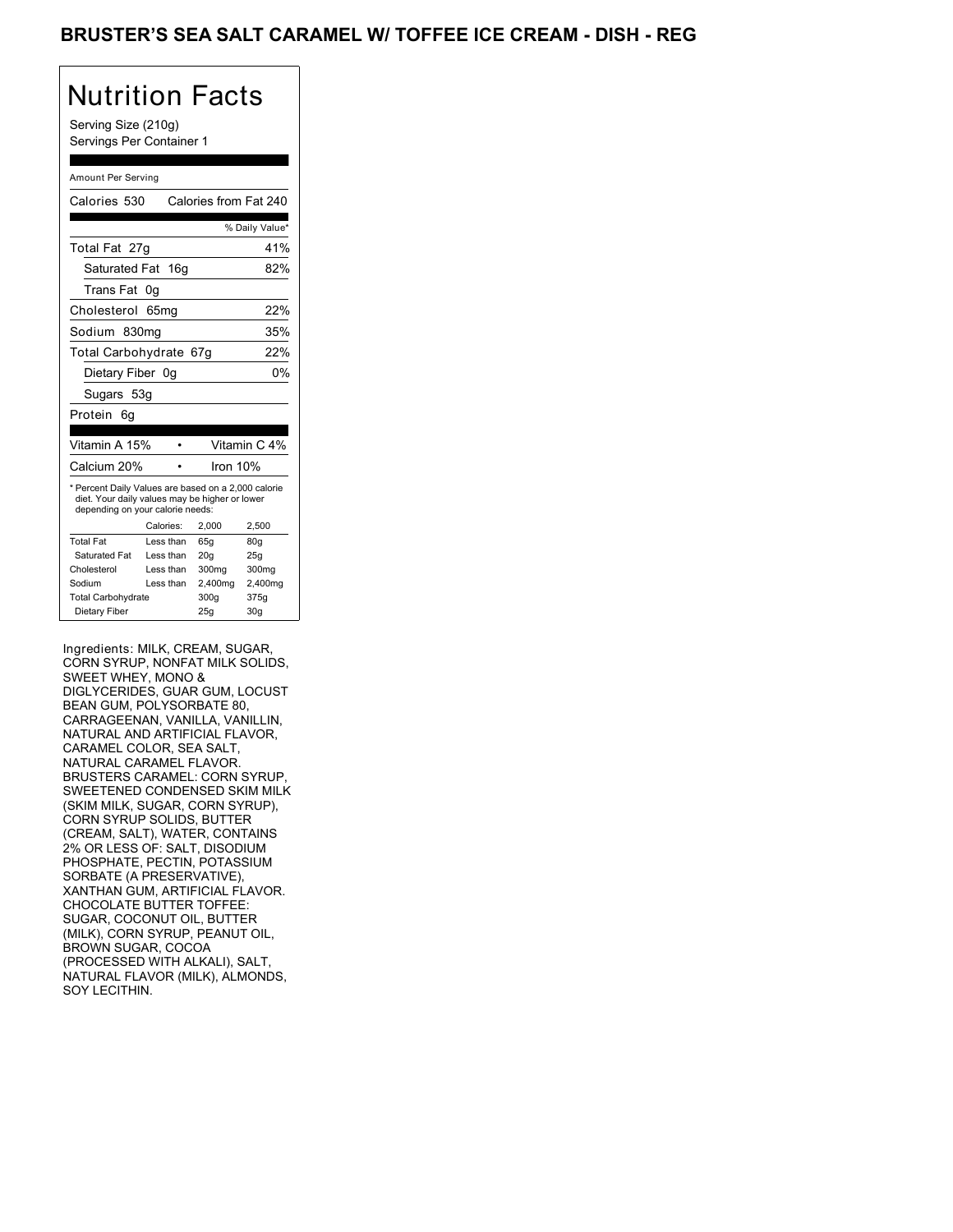# BRUSTER'S SEA SALT CARAMEL W/ TOFFEE ICE CREAM - DISH - REG

## Nutrition Facts

Serving Size (210g)
Servings Per Container 1

Amount Per Serving

Calories 530 Calories from Fat 240

| | % Daily Value* |
|---|---|
| Total Fat 27g | 41% |
| Saturated Fat 16g | 82% |
| Trans Fat 0g | |
| Cholesterol 65mg | 22% |
| Sodium 830mg | 35% |
| Total Carbohydrate 67g | 22% |
| Dietary Fiber 0g | 0% |
| Sugars 53g | |
| Protein 6g | |

| | |
|---|---|
| Vitamin A 15% | Vitamin C 4% |
| Calcium 20% | Iron 10% |

* Percent Daily Values are based on a 2,000 calorie diet. Your daily values may be higher or lower depending on your calorie needs:

| | Calories: | 2,000 | 2,500 |
|---|---|---|---|
| Total Fat | Less than | 65g | 80g |
| Saturated Fat | Less than | 20g | 25g |
| Cholesterol | Less than | 300mg | 300mg |
| Sodium | Less than | 2,400mg | 2,400mg |
| Total Carbohydrate | | 300g | 375g |
| Dietary Fiber | | 25g | 30g |

Ingredients: MILK, CREAM, SUGAR, CORN SYRUP, NONFAT MILK SOLIDS, SWEET WHEY, MONO & DIGLYCERIDES, GUAR GUM, LOCUST BEAN GUM, POLYSORBATE 80, CARRAGEENAN, VANILLA, VANILLIN, NATURAL AND ARTIFICIAL FLAVOR, CARAMEL COLOR, SEA SALT, NATURAL CARAMEL FLAVOR. BRUSTERS CARAMEL: CORN SYRUP, SWEETENED CONDENSED SKIM MILK (SKIM MILK, SUGAR, CORN SYRUP), CORN SYRUP SOLIDS, BUTTER (CREAM, SALT), WATER, CONTAINS 2% OR LESS OF: SALT, DISODIUM PHOSPHATE, PECTIN, POTASSIUM SORBATE (A PRESERVATIVE), XANTHAN GUM, ARTIFICIAL FLAVOR. CHOCOLATE BUTTER TOFFEE: SUGAR, COCONUT OIL, BUTTER (MILK), CORN SYRUP, PEANUT OIL, BROWN SUGAR, COCOA (PROCESSED WITH ALKALI), SALT, NATURAL FLAVOR (MILK), ALMONDS, SOY LECITHIN.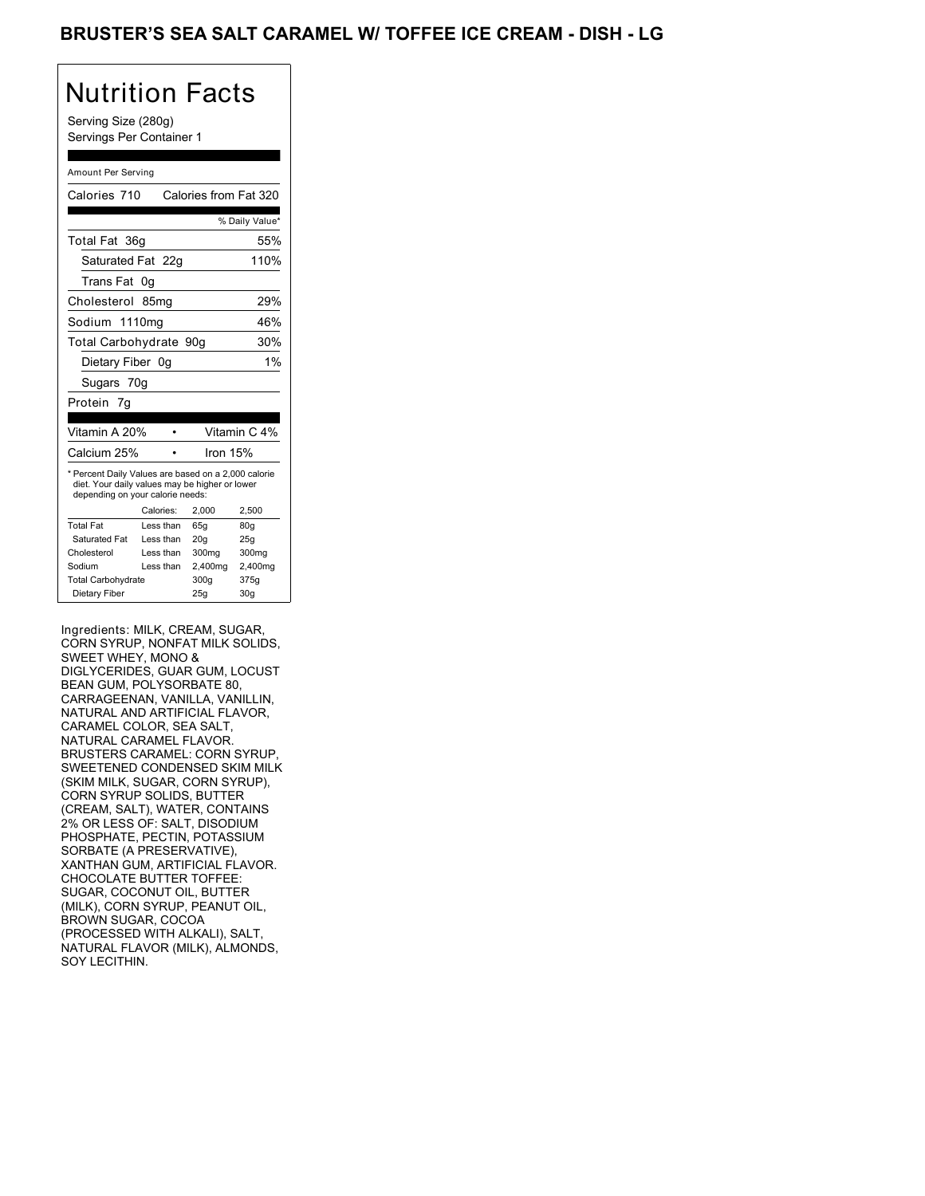# BRUSTER'S SEA SALT CARAMEL W/ TOFFEE ICE CREAM - DISH - LG

## Nutrition Facts

Serving Size (280g)
Servings Per Container 1

Amount Per Serving

| | |
|---|---|
| Calories 710 | Calories from Fat 320 |
| | % Daily Value* |
| Total Fat 36g | 55% |
| Saturated Fat 22g | 110% |
| Trans Fat 0g | |
| Cholesterol 85mg | 29% |
| Sodium 1110mg | 46% |
| Total Carbohydrate 90g | 30% |
| Dietary Fiber 0g | 1% |
| Sugars 70g | |
| Protein 7g | |

| | |
|---|---|
| Vitamin A 20% | Vitamin C 4% |
| Calcium 25% | Iron 15% |

* Percent Daily Values are based on a 2,000 calorie diet. Your daily values may be higher or lower depending on your calorie needs:

| | Calories: | 2,000 | 2,500 |
|---|---|---|---|
| Total Fat | Less than | 65g | 80g |
| Saturated Fat | Less than | 20g | 25g |
| Cholesterol | Less than | 300mg | 300mg |
| Sodium | Less than | 2,400mg | 2,400mg |
| Total Carbohydrate | | 300g | 375g |
| Dietary Fiber | | 25g | 30g |

Ingredients: MILK, CREAM, SUGAR, CORN SYRUP, NONFAT MILK SOLIDS, SWEET WHEY, MONO & DIGLYCERIDES, GUAR GUM, LOCUST BEAN GUM, POLYSORBATE 80, CARRAGEENAN, VANILLA, VANILLIN, NATURAL AND ARTIFICIAL FLAVOR, CARAMEL COLOR, SEA SALT, NATURAL CARAMEL FLAVOR. BRUSTERS CARAMEL: CORN SYRUP, SWEETENED CONDENSED SKIM MILK (SKIM MILK, SUGAR, CORN SYRUP), CORN SYRUP SOLIDS, BUTTER (CREAM, SALT), WATER, CONTAINS 2% OR LESS OF: SALT, DISODIUM PHOSPHATE, PECTIN, POTASSIUM SORBATE (A PRESERVATIVE), XANTHAN GUM, ARTIFICIAL FLAVOR. CHOCOLATE BUTTER TOFFEE: SUGAR, COCONUT OIL, BUTTER (MILK), CORN SYRUP, PEANUT OIL, BROWN SUGAR, COCOA (PROCESSED WITH ALKALI), SALT, NATURAL FLAVOR (MILK), ALMONDS, SOY LECITHIN.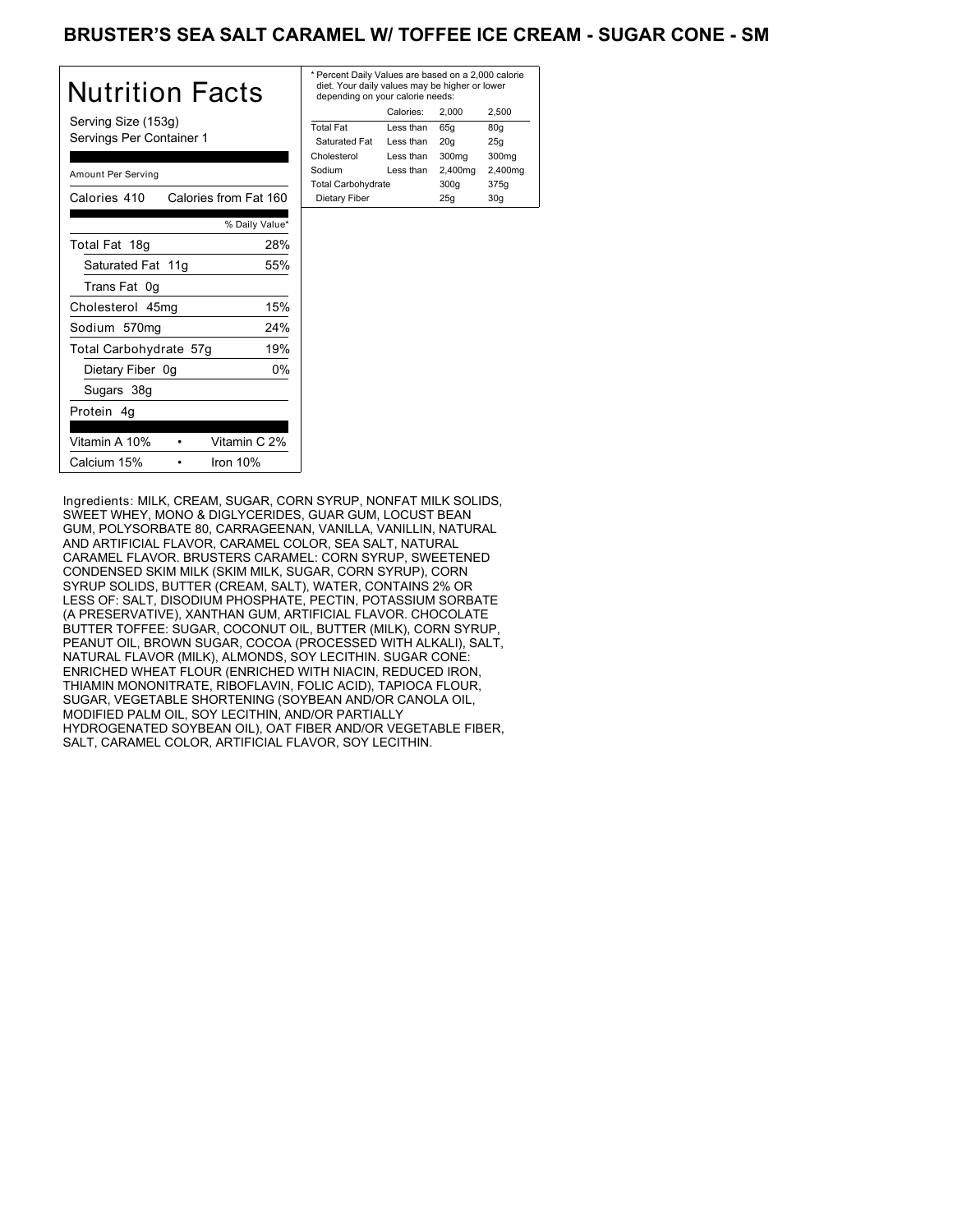# BRUSTER'S SEA SALT CARAMEL W/ TOFFEE ICE CREAM - SUGAR CONE - SM

## Nutrition Facts

Serving Size (153g)
Servings Per Container 1

Amount Per Serving

| Calories 410 | Calories from Fat 160 |
|---|---|
| | % Daily Value* |
| Total Fat 18g | 28% |
| Saturated Fat 11g | 55% |
| Trans Fat 0g | |
| Cholesterol 45mg | 15% |
| Sodium 570mg | 24% |
| Total Carbohydrate 57g | 19% |
| Dietary Fiber 0g | 0% |
| Sugars 38g | |
| Protein 4g | |

| Vitamin A 10% | • | Vitamin C 2% |
|---|---|---|
| Calcium 15% | • | Iron 10% |

* Percent Daily Values are based on a 2,000 calorie diet. Your daily values may be higher or lower depending on your calorie needs:

| | Calories: | 2,000 | 2,500 |
|---|---|---|---|
| Total Fat | Less than | 65g | 80g |
| Saturated Fat | Less than | 20g | 25g |
| Cholesterol | Less than | 300mg | 300mg |
| Sodium | Less than | 2,400mg | 2,400mg |
| Total Carbohydrate | | 300g | 375g |
| Dietary Fiber | | 25g | 30g |

Ingredients: MILK, CREAM, SUGAR, CORN SYRUP, NONFAT MILK SOLIDS, SWEET WHEY, MONO & DIGLYCERIDES, GUAR GUM, LOCUST BEAN GUM, POLYSORBATE 80, CARRAGEENAN, VANILLA, VANILLIN, NATURAL AND ARTIFICIAL FLAVOR, CARAMEL COLOR, SEA SALT, NATURAL CARAMEL FLAVOR. BRUSTERS CARAMEL: CORN SYRUP, SWEETENED CONDENSED SKIM MILK (SKIM MILK, SUGAR, CORN SYRUP), CORN SYRUP SOLIDS, BUTTER (CREAM, SALT), WATER, CONTAINS 2% OR LESS OF: SALT, DISODIUM PHOSPHATE, PECTIN, POTASSIUM SORBATE (A PRESERVATIVE), XANTHAN GUM, ARTIFICIAL FLAVOR. CHOCOLATE BUTTER TOFFEE: SUGAR, COCONUT OIL, BUTTER (MILK), CORN SYRUP, PEANUT OIL, BROWN SUGAR, COCOA (PROCESSED WITH ALKALI), SALT, NATURAL FLAVOR (MILK), ALMONDS, SOY LECITHIN. SUGAR CONE: ENRICHED WHEAT FLOUR (ENRICHED WITH NIACIN, REDUCED IRON, THIAMIN MONONITRATE, RIBOFLAVIN, FOLIC ACID), TAPIOCA FLOUR, SUGAR, VEGETABLE SHORTENING (SOYBEAN AND/OR CANOLA OIL, MODIFIED PALM OIL, SOY LECITHIN, AND/OR PARTIALLY HYDROGENATED SOYBEAN OIL), OAT FIBER AND/OR VEGETABLE FIBER, SALT, CARAMEL COLOR, ARTIFICIAL FLAVOR, SOY LECITHIN.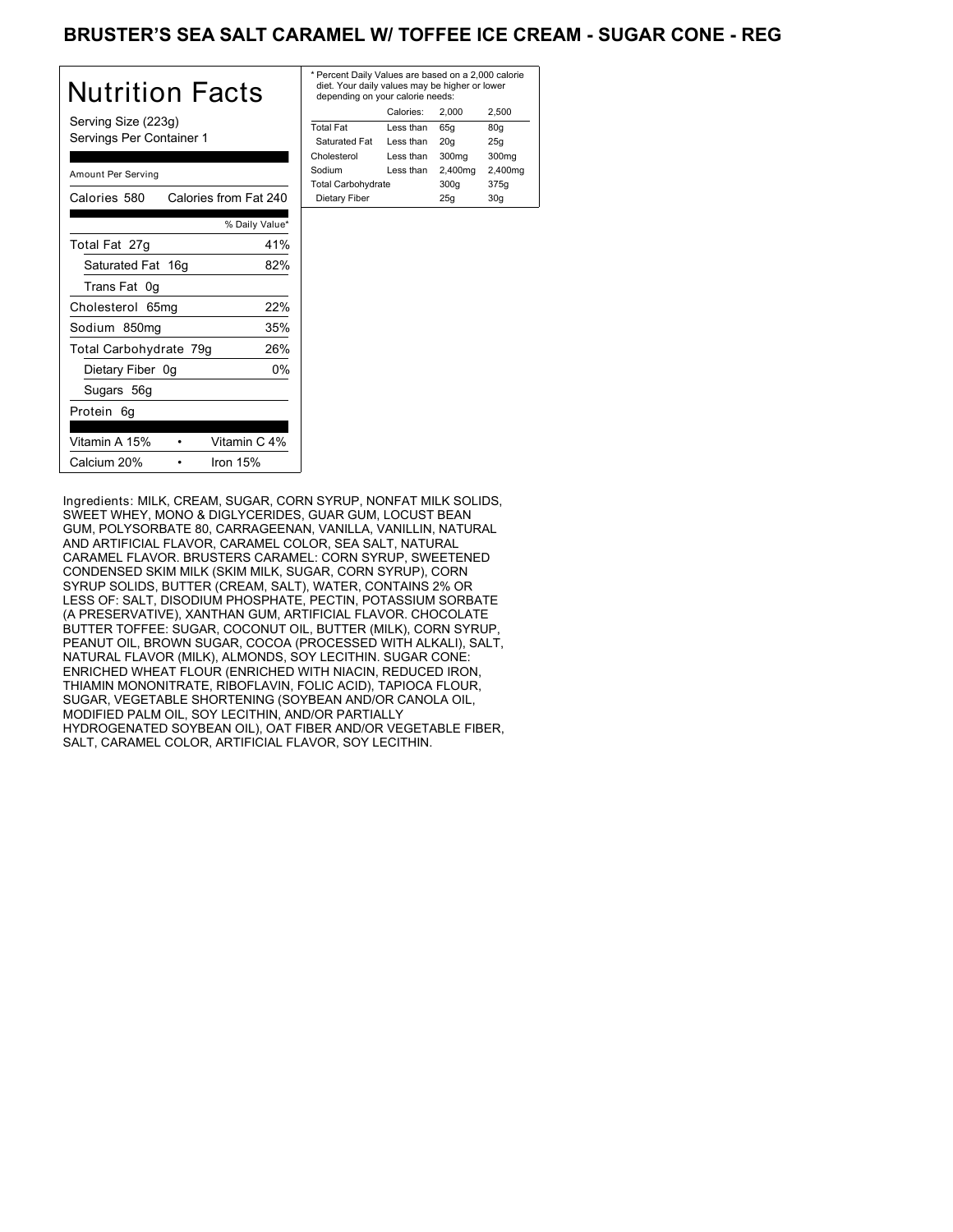# BRUSTER'S SEA SALT CARAMEL W/ TOFFEE ICE CREAM - SUGAR CONE - REG

## Nutrition Facts

Serving Size (223g)
Servings Per Container 1

Amount Per Serving

| Calories 580 | Calories from Fat 240 |
|---|---|
| | % Daily Value* |
| Total Fat 27g | 41% |
| Saturated Fat 16g | 82% |
| Trans Fat 0g | |
| Cholesterol 65mg | 22% |
| Sodium 850mg | 35% |
| Total Carbohydrate 79g | 26% |
| Dietary Fiber 0g | 0% |
| Sugars 56g | |
| Protein 6g | |

| Vitamin A 15% | Vitamin C 4% |
|---|---|
| Calcium 20% | Iron 15% |

* Percent Daily Values are based on a 2,000 calorie diet. Your daily values may be higher or lower depending on your calorie needs:

| | Calories: | 2,000 | 2,500 |
|---|---|---|---|
| Total Fat | Less than | 65g | 80g |
| Saturated Fat | Less than | 20g | 25g |
| Cholesterol | Less than | 300mg | 300mg |
| Sodium | Less than | 2,400mg | 2,400mg |
| Total Carbohydrate | | 300g | 375g |
| Dietary Fiber | | 25g | 30g |

Ingredients: MILK, CREAM, SUGAR, CORN SYRUP, NONFAT MILK SOLIDS, SWEET WHEY, MONO & DIGLYCERIDES, GUAR GUM, LOCUST BEAN GUM, POLYSORBATE 80, CARRAGEENAN, VANILLA, VANILLIN, NATURAL AND ARTIFICIAL FLAVOR, CARAMEL COLOR, SEA SALT, NATURAL CARAMEL FLAVOR. BRUSTERS CARAMEL: CORN SYRUP, SWEETENED CONDENSED SKIM MILK (SKIM MILK, SUGAR, CORN SYRUP), CORN SYRUP SOLIDS, BUTTER (CREAM, SALT), WATER, CONTAINS 2% OR LESS OF: SALT, DISODIUM PHOSPHATE, PECTIN, POTASSIUM SORBATE (A PRESERVATIVE), XANTHAN GUM, ARTIFICIAL FLAVOR. CHOCOLATE BUTTER TOFFEE: SUGAR, COCONUT OIL, BUTTER (MILK), CORN SYRUP, PEANUT OIL, BROWN SUGAR, COCOA (PROCESSED WITH ALKALI), SALT, NATURAL FLAVOR (MILK), ALMONDS, SOY LECITHIN. SUGAR CONE: ENRICHED WHEAT FLOUR (ENRICHED WITH NIACIN, REDUCED IRON, THIAMIN MONONITRATE, RIBOFLAVIN, FOLIC ACID), TAPIOCA FLOUR, SUGAR, VEGETABLE SHORTENING (SOYBEAN AND/OR CANOLA OIL, MODIFIED PALM OIL, SOY LECITHIN, AND/OR PARTIALLY HYDROGENATED SOYBEAN OIL), OAT FIBER AND/OR VEGETABLE FIBER, SALT, CARAMEL COLOR, ARTIFICIAL FLAVOR, SOY LECITHIN.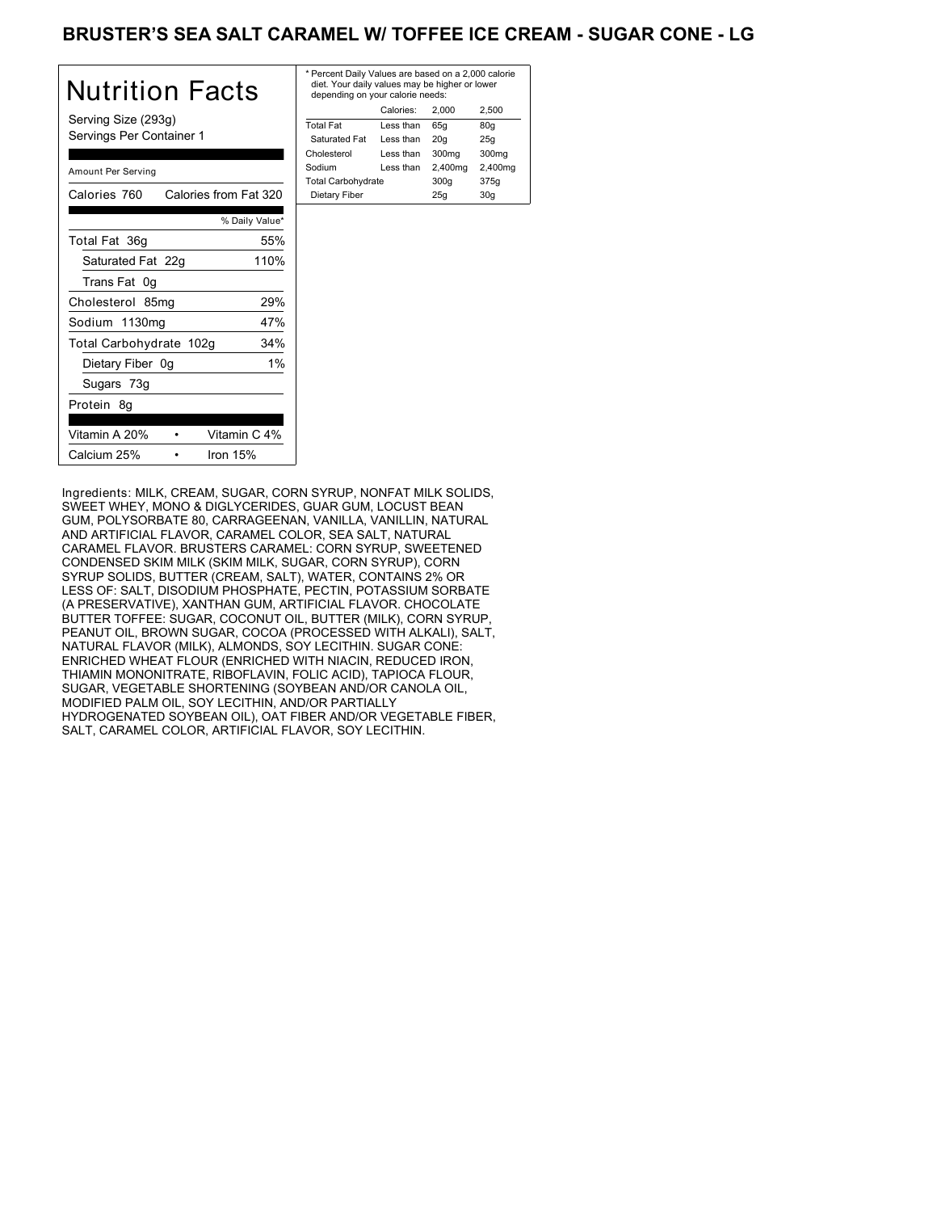# BRUSTER'S SEA SALT CARAMEL W/ TOFFEE ICE CREAM - SUGAR CONE - LG

## Nutrition Facts

Serving Size (293g)
Servings Per Container 1

Amount Per Serving

| Calories 760 | Calories from Fat 320 |
|---|---|
| | % Daily Value* |
| Total Fat 36g | 55% |
| Saturated Fat 22g | 110% |
| Trans Fat 0g | |
| Cholesterol 85mg | 29% |
| Sodium 1130mg | 47% |
| Total Carbohydrate 102g | 34% |
| Dietary Fiber 0g | 1% |
| Sugars 73g | |
| Protein 8g | |

| Vitamin A 20% | • | Vitamin C 4% |
|---|---|---|
| Calcium 25% | • | Iron 15% |

* Percent Daily Values are based on a 2,000 calorie diet. Your daily values may be higher or lower depending on your calorie needs:

| | Calories: | 2,000 | 2,500 |
|---|---|---|---|
| Total Fat | Less than | 65g | 80g |
| Saturated Fat | Less than | 20g | 25g |
| Cholesterol | Less than | 300mg | 300mg |
| Sodium | Less than | 2,400mg | 2,400mg |
| Total Carbohydrate | | 300g | 375g |
| Dietary Fiber | | 25g | 30g |

Ingredients: MILK, CREAM, SUGAR, CORN SYRUP, NONFAT MILK SOLIDS, SWEET WHEY, MONO & DIGLYCERIDES, GUAR GUM, LOCUST BEAN GUM, POLYSORBATE 80, CARRAGEENAN, VANILLA, VANILLIN, NATURAL AND ARTIFICIAL FLAVOR, CARAMEL COLOR, SEA SALT, NATURAL CARAMEL FLAVOR. BRUSTERS CARAMEL: CORN SYRUP, SWEETENED CONDENSED SKIM MILK (SKIM MILK, SUGAR, CORN SYRUP), CORN SYRUP SOLIDS, BUTTER (CREAM, SALT), WATER, CONTAINS 2% OR LESS OF: SALT, DISODIUM PHOSPHATE, PECTIN, POTASSIUM SORBATE (A PRESERVATIVE), XANTHAN GUM, ARTIFICIAL FLAVOR. CHOCOLATE BUTTER TOFFEE: SUGAR, COCONUT OIL, BUTTER (MILK), CORN SYRUP, PEANUT OIL, BROWN SUGAR, COCOA (PROCESSED WITH ALKALI), SALT, NATURAL FLAVOR (MILK), ALMONDS, SOY LECITHIN. SUGAR CONE: ENRICHED WHEAT FLOUR (ENRICHED WITH NIACIN, REDUCED IRON, THIAMIN MONONITRATE, RIBOFLAVIN, FOLIC ACID), TAPIOCA FLOUR, SUGAR, VEGETABLE SHORTENING (SOYBEAN AND/OR CANOLA OIL, MODIFIED PALM OIL, SOY LECITHIN, AND/OR PARTIALLY HYDROGENATED SOYBEAN OIL), OAT FIBER AND/OR VEGETABLE FIBER, SALT, CARAMEL COLOR, ARTIFICIAL FLAVOR, SOY LECITHIN.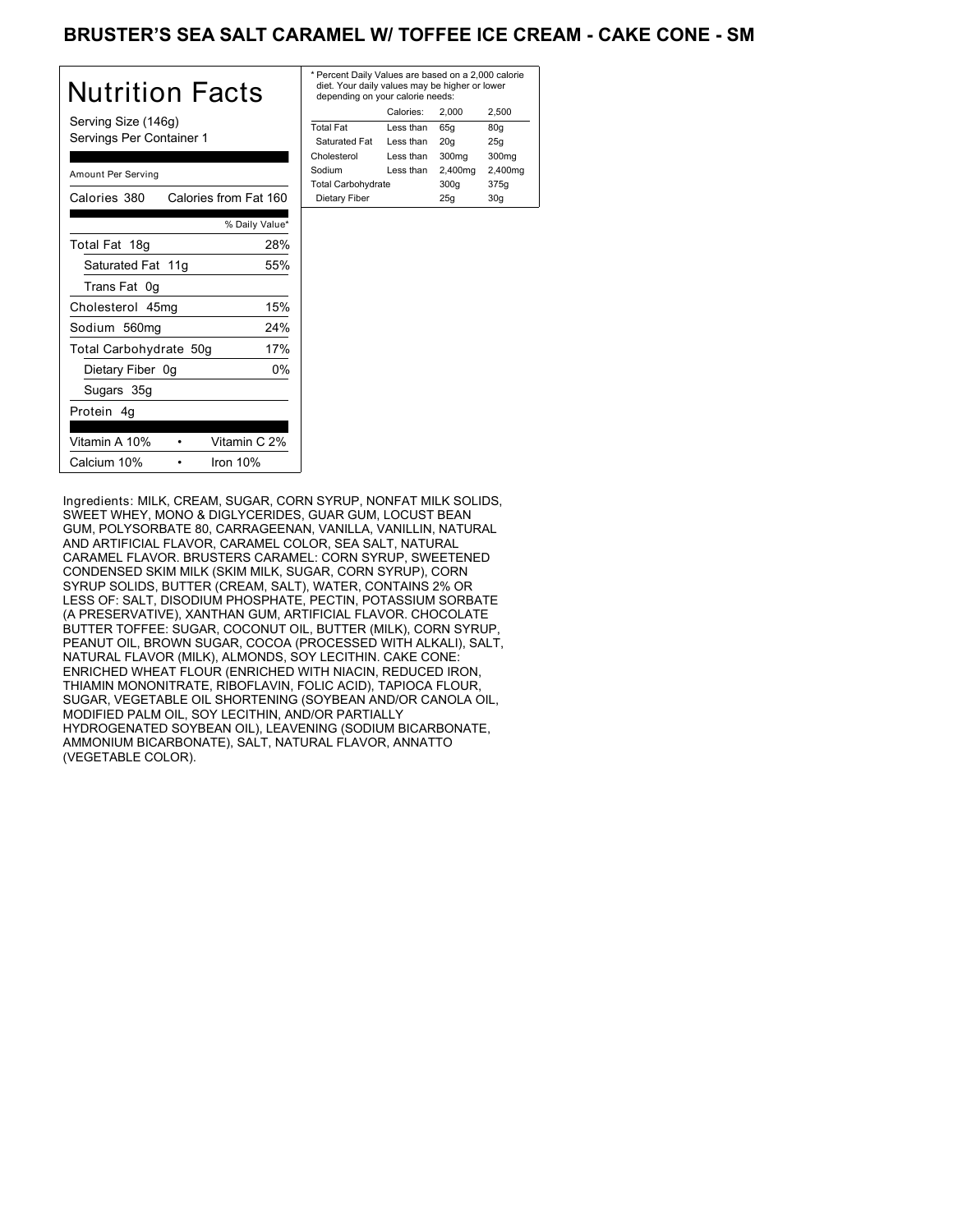# BRUSTER'S SEA SALT CARAMEL W/ TOFFEE ICE CREAM - CAKE CONE - SM

## Nutrition Facts

Serving Size (146g)
Servings Per Container 1

Amount Per Serving

| Calories 380 | Calories from Fat 160 |
|---|---|
| | % Daily Value* |
| Total Fat 18g | 28% |
| Saturated Fat 11g | 55% |
| Trans Fat 0g | |
| Cholesterol 45mg | 15% |
| Sodium 560mg | 24% |
| Total Carbohydrate 50g | 17% |
| Dietary Fiber 0g | 0% |
| Sugars 35g | |
| Protein 4g | |

| Vitamin A 10% | Vitamin C 2% |
|---|---|
| Calcium 10% | Iron 10% |

* Percent Daily Values are based on a 2,000 calorie diet. Your daily values may be higher or lower depending on your calorie needs:

| | Calories: | 2,000 | 2,500 |
|---|---|---|---|
| Total Fat | Less than | 65g | 80g |
| Saturated Fat | Less than | 20g | 25g |
| Cholesterol | Less than | 300mg | 300mg |
| Sodium | Less than | 2,400mg | 2,400mg |
| Total Carbohydrate | | 300g | 375g |
| Dietary Fiber | | 25g | 30g |

Ingredients: MILK, CREAM, SUGAR, CORN SYRUP, NONFAT MILK SOLIDS, SWEET WHEY, MONO & DIGLYCERIDES, GUAR GUM, LOCUST BEAN GUM, POLYSORBATE 80, CARRAGEENAN, VANILLA, VANILLIN, NATURAL AND ARTIFICIAL FLAVOR, CARAMEL COLOR, SEA SALT, NATURAL CARAMEL FLAVOR. BRUSTERS CARAMEL: CORN SYRUP, SWEETENED CONDENSED SKIM MILK (SKIM MILK, SUGAR, CORN SYRUP), CORN SYRUP SOLIDS, BUTTER (CREAM, SALT), WATER, CONTAINS 2% OR LESS OF: SALT, DISODIUM PHOSPHATE, PECTIN, POTASSIUM SORBATE (A PRESERVATIVE), XANTHAN GUM, ARTIFICIAL FLAVOR. CHOCOLATE BUTTER TOFFEE: SUGAR, COCONUT OIL, BUTTER (MILK), CORN SYRUP, PEANUT OIL, BROWN SUGAR, COCOA (PROCESSED WITH ALKALI), SALT, NATURAL FLAVOR (MILK), ALMONDS, SOY LECITHIN. CAKE CONE: ENRICHED WHEAT FLOUR (ENRICHED WITH NIACIN, REDUCED IRON, THIAMIN MONONITRATE, RIBOFLAVIN, FOLIC ACID), TAPIOCA FLOUR, SUGAR, VEGETABLE OIL SHORTENING (SOYBEAN AND/OR CANOLA OIL, MODIFIED PALM OIL, SOY LECITHIN, AND/OR PARTIALLY HYDROGENATED SOYBEAN OIL), LEAVENING (SODIUM BICARBONATE, AMMONIUM BICARBONATE), SALT, NATURAL FLAVOR, ANNATTO (VEGETABLE COLOR).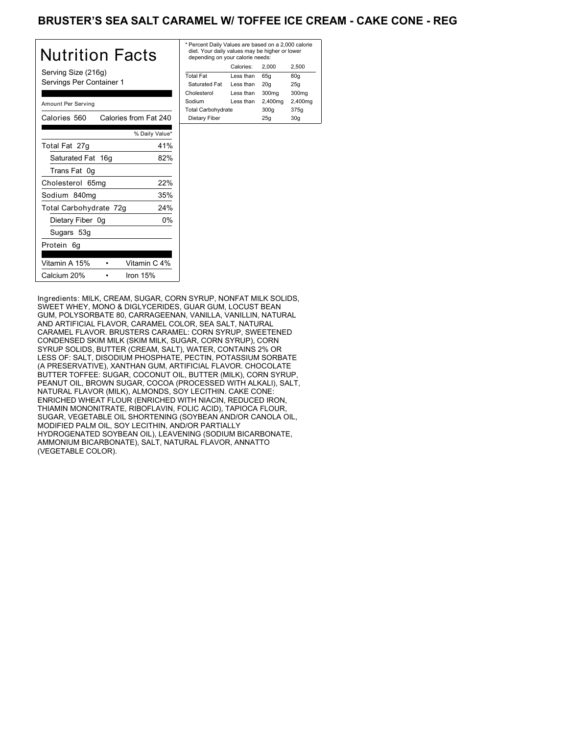# BRUSTER'S SEA SALT CARAMEL W/ TOFFEE ICE CREAM - CAKE CONE - REG

## Nutrition Facts

Serving Size (216g)
Servings Per Container 1

Amount Per Serving

| Calories 560 | Calories from Fat 240 |
|---|---|
| | % Daily Value* |
| Total Fat 27g | 41% |
| Saturated Fat 16g | 82% |
| Trans Fat 0g | |
| Cholesterol 65mg | 22% |
| Sodium 840mg | 35% |
| Total Carbohydrate 72g | 24% |
| Dietary Fiber 0g | 0% |
| Sugars 53g | |
| Protein 6g | |

| Vitamin A 15% | • | Vitamin C 4% |
|---|---|---|
| Calcium 20% | • | Iron 15% |

* Percent Daily Values are based on a 2,000 calorie diet. Your daily values may be higher or lower depending on your calorie needs:

| | Calories: | 2,000 | 2,500 |
|---|---|---|---|
| Total Fat | Less than | 65g | 80g |
| Saturated Fat | Less than | 20g | 25g |
| Cholesterol | Less than | 300mg | 300mg |
| Sodium | Less than | 2,400mg | 2,400mg |
| Total Carbohydrate | | 300g | 375g |
| Dietary Fiber | | 25g | 30g |

Ingredients: MILK, CREAM, SUGAR, CORN SYRUP, NONFAT MILK SOLIDS, SWEET WHEY, MONO & DIGLYCERIDES, GUAR GUM, LOCUST BEAN GUM, POLYSORBATE 80, CARRAGEENAN, VANILLA, VANILLIN, NATURAL AND ARTIFICIAL FLAVOR, CARAMEL COLOR, SEA SALT, NATURAL CARAMEL FLAVOR. BRUSTERS CARAMEL: CORN SYRUP, SWEETENED CONDENSED SKIM MILK (SKIM MILK, SUGAR, CORN SYRUP), CORN SYRUP SOLIDS, BUTTER (CREAM, SALT), WATER, CONTAINS 2% OR LESS OF: SALT, DISODIUM PHOSPHATE, PECTIN, POTASSIUM SORBATE (A PRESERVATIVE), XANTHAN GUM, ARTIFICIAL FLAVOR. CHOCOLATE BUTTER TOFFEE: SUGAR, COCONUT OIL, BUTTER (MILK), CORN SYRUP, PEANUT OIL, BROWN SUGAR, COCOA (PROCESSED WITH ALKALI), SALT, NATURAL FLAVOR (MILK), ALMONDS, SOY LECITHIN. CAKE CONE: ENRICHED WHEAT FLOUR (ENRICHED WITH NIACIN, REDUCED IRON, THIAMIN MONONITRATE, RIBOFLAVIN, FOLIC ACID), TAPIOCA FLOUR, SUGAR, VEGETABLE OIL SHORTENING (SOYBEAN AND/OR CANOLA OIL, MODIFIED PALM OIL, SOY LECITHIN, AND/OR PARTIALLY HYDROGENATED SOYBEAN OIL), LEAVENING (SODIUM BICARBONATE, AMMONIUM BICARBONATE), SALT, NATURAL FLAVOR, ANNATTO (VEGETABLE COLOR).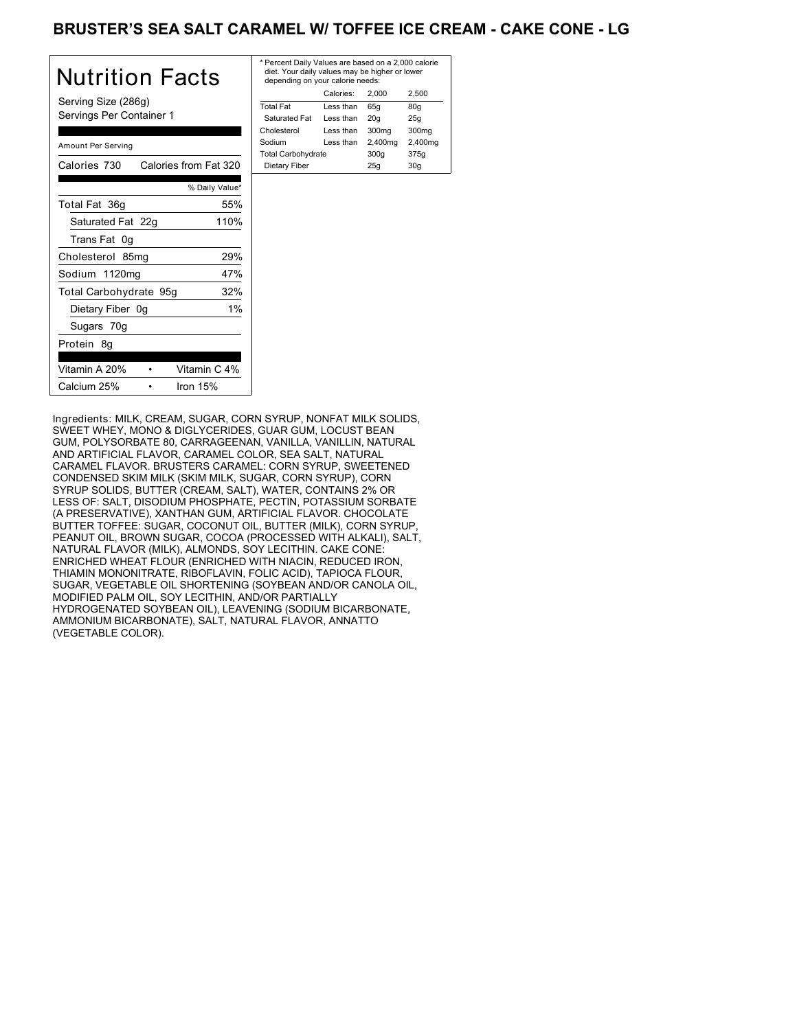# BRUSTER'S SEA SALT CARAMEL W/ TOFFEE ICE CREAM - CAKE CONE - LG

## Nutrition Facts

Serving Size (286g)
Servings Per Container 1

Amount Per Serving

| Calories 730 | Calories from Fat 320 |
|---|---|
| | % Daily Value* |
| Total Fat 36g | 55% |
| Saturated Fat 22g | 110% |
| Trans Fat 0g | |
| Cholesterol 85mg | 29% |
| Sodium 1120mg | 47% |
| Total Carbohydrate 95g | 32% |
| Dietary Fiber 0g | 1% |
| Sugars 70g | |
| Protein 8g | |

| Vitamin A 20% | • | Vitamin C 4% |
|---|---|---|
| Calcium 25% | • | Iron 15% |

* Percent Daily Values are based on a 2,000 calorie diet. Your daily values may be higher or lower depending on your calorie needs:

| | Calories: | 2,000 | 2,500 |
|---|---|---|---|
| Total Fat | Less than | 65g | 80g |
| Saturated Fat | Less than | 20g | 25g |
| Cholesterol | Less than | 300mg | 300mg |
| Sodium | Less than | 2,400mg | 2,400mg |
| Total Carbohydrate | | 300g | 375g |
| Dietary Fiber | | 25g | 30g |

Ingredients: MILK, CREAM, SUGAR, CORN SYRUP, NONFAT MILK SOLIDS, SWEET WHEY, MONO & DIGLYCERIDES, GUAR GUM, LOCUST BEAN GUM, POLYSORBATE 80, CARRAGEENAN, VANILLA, VANILLIN, NATURAL AND ARTIFICIAL FLAVOR, CARAMEL COLOR, SEA SALT, NATURAL CARAMEL FLAVOR. BRUSTERS CARAMEL: CORN SYRUP, SWEETENED CONDENSED SKIM MILK (SKIM MILK, SUGAR, CORN SYRUP), CORN SYRUP SOLIDS, BUTTER (CREAM, SALT), WATER, CONTAINS 2% OR LESS OF: SALT, DISODIUM PHOSPHATE, PECTIN, POTASSIUM SORBATE (A PRESERVATIVE), XANTHAN GUM, ARTIFICIAL FLAVOR. CHOCOLATE BUTTER TOFFEE: SUGAR, COCONUT OIL, BUTTER (MILK), CORN SYRUP, PEANUT OIL, BROWN SUGAR, COCOA (PROCESSED WITH ALKALI), SALT, NATURAL FLAVOR (MILK), ALMONDS, SOY LECITHIN. CAKE CONE: ENRICHED WHEAT FLOUR (ENRICHED WITH NIACIN, REDUCED IRON, THIAMIN MONONITRATE, RIBOFLAVIN, FOLIC ACID), TAPIOCA FLOUR, SUGAR, VEGETABLE OIL SHORTENING (SOYBEAN AND/OR CANOLA OIL, MODIFIED PALM OIL, SOY LECITHIN, AND/OR PARTIALLY HYDROGENATED SOYBEAN OIL), LEAVENING (SODIUM BICARBONATE, AMMONIUM BICARBONATE), SALT, NATURAL FLAVOR, ANNATTO (VEGETABLE COLOR).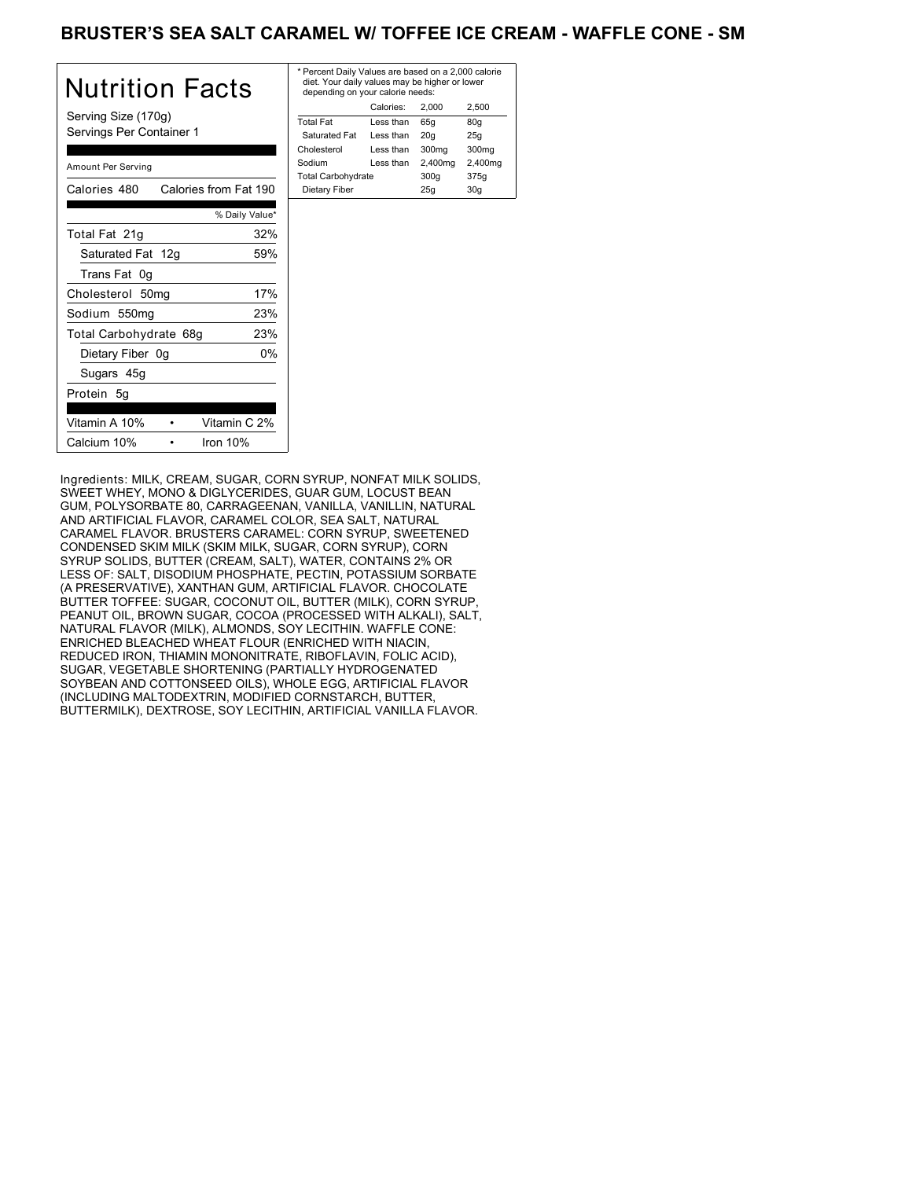# BRUSTER'S SEA SALT CARAMEL W/ TOFFEE ICE CREAM - WAFFLE CONE - SM

## Nutrition Facts

Serving Size (170g)
Servings Per Container 1

Amount Per Serving

| Calories 480 | Calories from Fat 190 |
|---|---|
| | % Daily Value* |
| Total Fat 21g | 32% |
| Saturated Fat 12g | 59% |
| Trans Fat 0g | |
| Cholesterol 50mg | 17% |
| Sodium 550mg | 23% |
| Total Carbohydrate 68g | 23% |
| Dietary Fiber 0g | 0% |
| Sugars 45g | |
| Protein 5g | |

| Vitamin A 10% | Vitamin C 2% |
|---|---|
| Calcium 10% | Iron 10% |

* Percent Daily Values are based on a 2,000 calorie diet. Your daily values may be higher or lower depending on your calorie needs:

| | Calories: | 2,000 | 2,500 |
|---|---|---|---|
| Total Fat | Less than | 65g | 80g |
| Saturated Fat | Less than | 20g | 25g |
| Cholesterol | Less than | 300mg | 300mg |
| Sodium | Less than | 2,400mg | 2,400mg |
| Total Carbohydrate | | 300g | 375g |
| Dietary Fiber | | 25g | 30g |

Ingredients: MILK, CREAM, SUGAR, CORN SYRUP, NONFAT MILK SOLIDS, SWEET WHEY, MONO & DIGLYCERIDES, GUAR GUM, LOCUST BEAN GUM, POLYSORBATE 80, CARRAGEENAN, VANILLA, VANILLIN, NATURAL AND ARTIFICIAL FLAVOR, CARAMEL COLOR, SEA SALT, NATURAL CARAMEL FLAVOR. BRUSTERS CARAMEL: CORN SYRUP, SWEETENED CONDENSED SKIM MILK (SKIM MILK, SUGAR, CORN SYRUP), CORN SYRUP SOLIDS, BUTTER (CREAM, SALT), WATER, CONTAINS 2% OR LESS OF: SALT, DISODIUM PHOSPHATE, PECTIN, POTASSIUM SORBATE (A PRESERVATIVE), XANTHAN GUM, ARTIFICIAL FLAVOR. CHOCOLATE BUTTER TOFFEE: SUGAR, COCONUT OIL, BUTTER (MILK), CORN SYRUP, PEANUT OIL, BROWN SUGAR, COCOA (PROCESSED WITH ALKALI), SALT, NATURAL FLAVOR (MILK), ALMONDS, SOY LECITHIN. WAFFLE CONE: ENRICHED BLEACHED WHEAT FLOUR (ENRICHED WITH NIACIN, REDUCED IRON, THIAMIN MONONITRATE, RIBOFLAVIN, FOLIC ACID), SUGAR, VEGETABLE SHORTENING (PARTIALLY HYDROGENATED SOYBEAN AND COTTONSEED OILS), WHOLE EGG, ARTIFICIAL FLAVOR (INCLUDING MALTODEXTRIN, MODIFIED CORNSTARCH, BUTTER, BUTTERMILK), DEXTROSE, SOY LECITHIN, ARTIFICIAL VANILLA FLAVOR.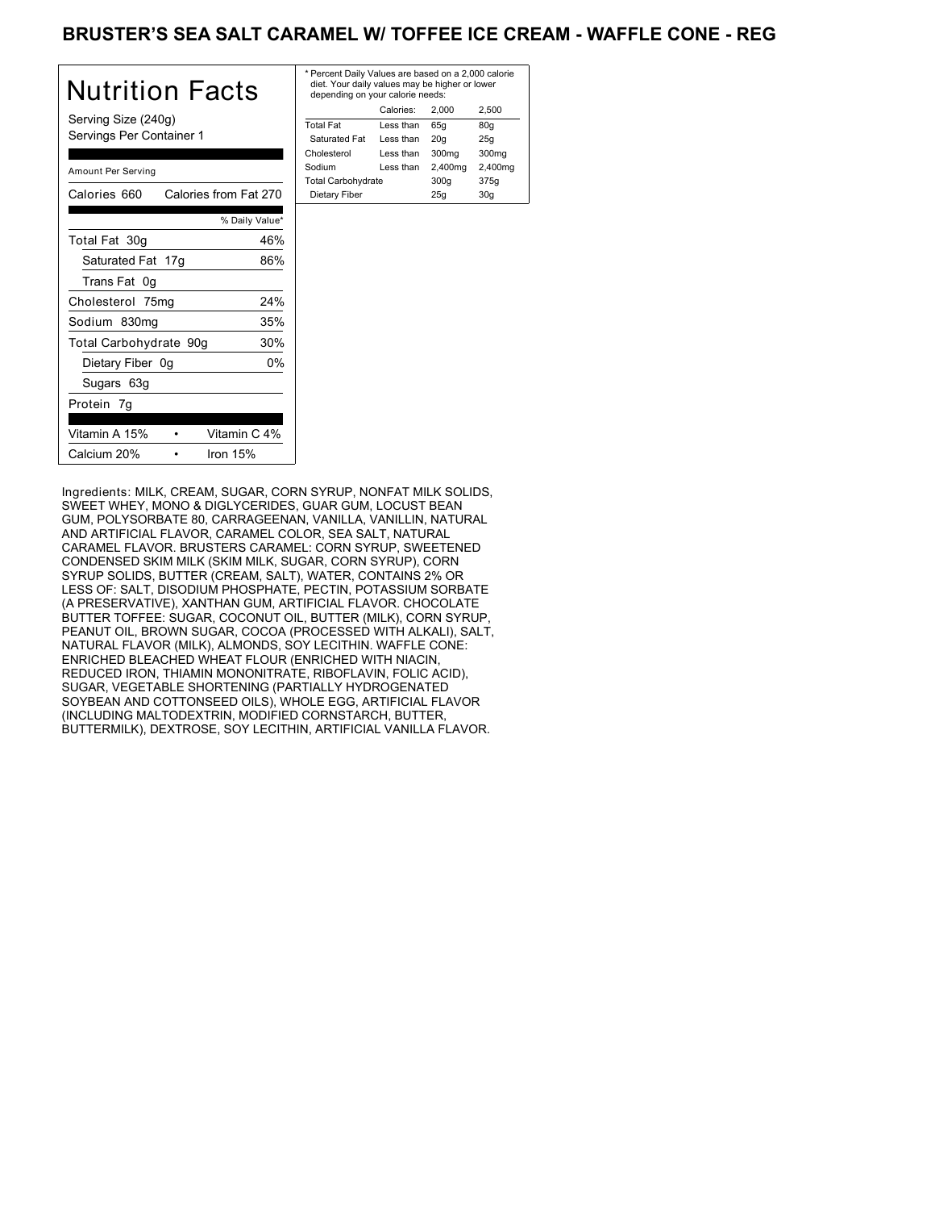# BRUSTER'S SEA SALT CARAMEL W/ TOFFEE ICE CREAM - WAFFLE CONE - REG

## Nutrition Facts

Serving Size (240g)
Servings Per Container 1

Amount Per Serving

| Calories 660 | Calories from Fat 270 |
| --- | --- |
| | % Daily Value* |
| Total Fat 30g | 46% |
| Saturated Fat 17g | 86% |
| Trans Fat 0g | |
| Cholesterol 75mg | 24% |
| Sodium 830mg | 35% |
| Total Carbohydrate 90g | 30% |
| Dietary Fiber 0g | 0% |
| Sugars 63g | |
| Protein 7g | |

Vitamin A 15% • Vitamin C 4%
Calcium 20% • Iron 15%

* Percent Daily Values are based on a 2,000 calorie diet. Your daily values may be higher or lower depending on your calorie needs:

| | Calories: | 2,000 | 2,500 |
| --- | --- | --- | --- |
| Total Fat | Less than | 65g | 80g |
| Saturated Fat | Less than | 20g | 25g |
| Cholesterol | Less than | 300mg | 300mg |
| Sodium | Less than | 2,400mg | 2,400mg |
| Total Carbohydrate | | 300g | 375g |
| Dietary Fiber | | 25g | 30g |

Ingredients: MILK, CREAM, SUGAR, CORN SYRUP, NONFAT MILK SOLIDS, SWEET WHEY, MONO & DIGLYCERIDES, GUAR GUM, LOCUST BEAN GUM, POLYSORBATE 80, CARRAGEENAN, VANILLA, VANILLIN, NATURAL AND ARTIFICIAL FLAVOR, CARAMEL COLOR, SEA SALT, NATURAL CARAMEL FLAVOR. BRUSTERS CARAMEL: CORN SYRUP, SWEETENED CONDENSED SKIM MILK (SKIM MILK, SUGAR, CORN SYRUP), CORN SYRUP SOLIDS, BUTTER (CREAM, SALT), WATER, CONTAINS 2% OR LESS OF: SALT, DISODIUM PHOSPHATE, PECTIN, POTASSIUM SORBATE (A PRESERVATIVE), XANTHAN GUM, ARTIFICIAL FLAVOR. CHOCOLATE BUTTER TOFFEE: SUGAR, COCONUT OIL, BUTTER (MILK), CORN SYRUP, PEANUT OIL, BROWN SUGAR, COCOA (PROCESSED WITH ALKALI), SALT, NATURAL FLAVOR (MILK), ALMONDS, SOY LECITHIN. WAFFLE CONE: ENRICHED BLEACHED WHEAT FLOUR (ENRICHED WITH NIACIN, REDUCED IRON, THIAMIN MONONITRATE, RIBOFLAVIN, FOLIC ACID), SUGAR, VEGETABLE SHORTENING (PARTIALLY HYDROGENATED SOYBEAN AND COTTONSEED OILS), WHOLE EGG, ARTIFICIAL FLAVOR (INCLUDING MALTODEXTRIN, MODIFIED CORNSTARCH, BUTTER, BUTTERMILK), DEXTROSE, SOY LECITHIN, ARTIFICIAL VANILLA FLAVOR.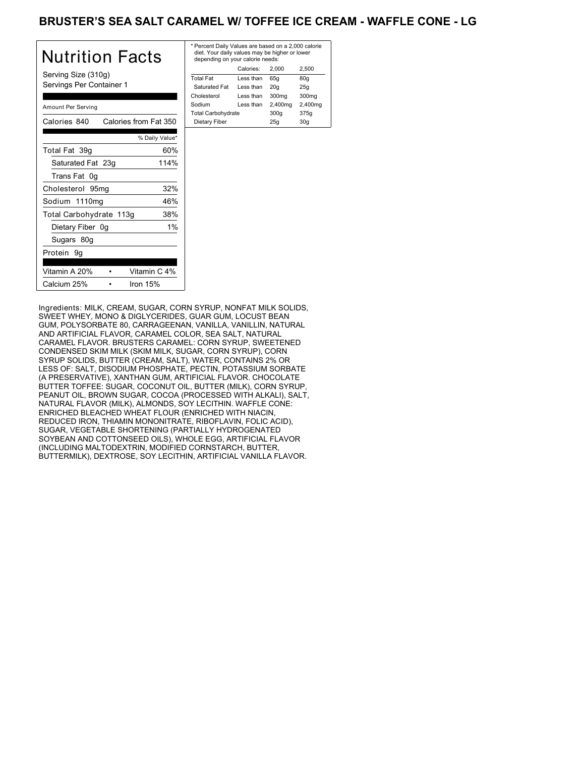# BRUSTER'S SEA SALT CARAMEL W/ TOFFEE ICE CREAM - WAFFLE CONE - LG

## Nutrition Facts

Serving Size (310g)
Servings Per Container 1

Amount Per Serving

| | |
|---|---|
| Calories 840 | Calories from Fat 350 |
| | % Daily Value* |
| Total Fat 39g | 60% |
| Saturated Fat 23g | 114% |
| Trans Fat 0g | |
| Cholesterol 95mg | 32% |
| Sodium 1110mg | 46% |
| Total Carbohydrate 113g | 38% |
| Dietary Fiber 0g | 1% |
| Sugars 80g | |
| Protein 9g | |
| Vitamin A 20% | Vitamin C 4% |
| Calcium 25% | Iron 15% |

\* Percent Daily Values are based on a 2,000 calorie diet. Your daily values may be higher or lower depending on your calorie needs:

| | Calories: | 2,000 | 2,500 |
|---|---|---|---|
| Total Fat | Less than | 65g | 80g |
| Saturated Fat | Less than | 20g | 25g |
| Cholesterol | Less than | 300mg | 300mg |
| Sodium | Less than | 2,400mg | 2,400mg |
| Total Carbohydrate | | 300g | 375g |
| Dietary Fiber | | 25g | 30g |

Ingredients: MILK, CREAM, SUGAR, CORN SYRUP, NONFAT MILK SOLIDS, SWEET WHEY, MONO & DIGLYCERIDES, GUAR GUM, LOCUST BEAN GUM, POLYSORBATE 80, CARRAGEENAN, VANILLA, VANILLIN, NATURAL AND ARTIFICIAL FLAVOR, CARAMEL COLOR, SEA SALT, NATURAL CARAMEL FLAVOR. BRUSTERS CARAMEL: CORN SYRUP, SWEETENED CONDENSED SKIM MILK (SKIM MILK, SUGAR, CORN SYRUP), CORN SYRUP SOLIDS, BUTTER (CREAM, SALT), WATER, CONTAINS 2% OR LESS OF: SALT, DISODIUM PHOSPHATE, PECTIN, POTASSIUM SORBATE (A PRESERVATIVE), XANTHAN GUM, ARTIFICIAL FLAVOR. CHOCOLATE BUTTER TOFFEE: SUGAR, COCONUT OIL, BUTTER (MILK), CORN SYRUP, PEANUT OIL, BROWN SUGAR, COCOA (PROCESSED WITH ALKALI), SALT, NATURAL FLAVOR (MILK), ALMONDS, SOY LECITHIN. WAFFLE CONE: ENRICHED BLEACHED WHEAT FLOUR (ENRICHED WITH NIACIN, REDUCED IRON, THIAMIN MONONITRATE, RIBOFLAVIN, FOLIC ACID), SUGAR, VEGETABLE SHORTENING (PARTIALLY HYDROGENATED SOYBEAN AND COTTONSEED OILS), WHOLE EGG, ARTIFICIAL FLAVOR (INCLUDING MALTODEXTRIN, MODIFIED CORNSTARCH, BUTTER, BUTTERMILK), DEXTROSE, SOY LECITHIN, ARTIFICIAL VANILLA FLAVOR.